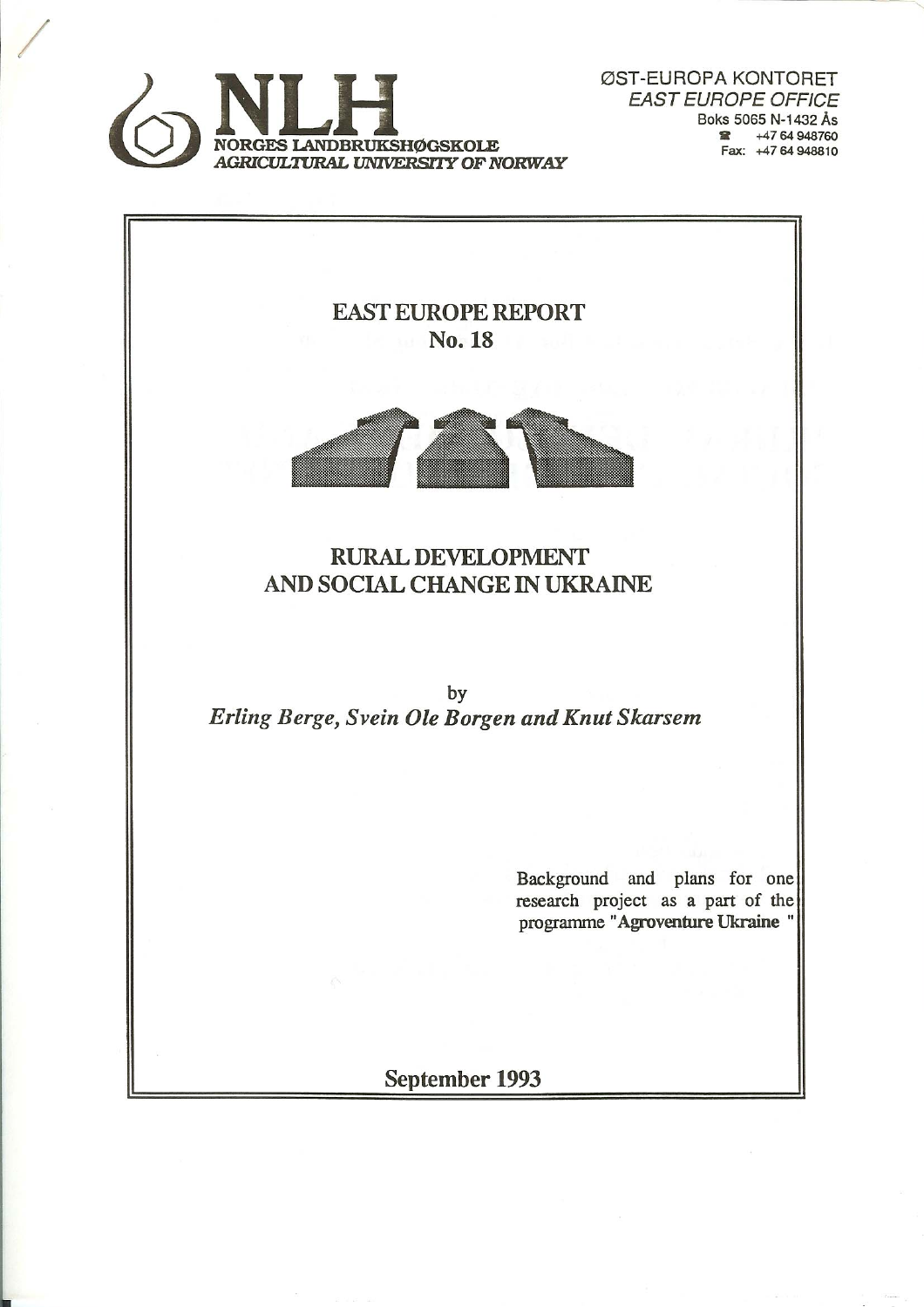NLH
NORGES LANDBRUKSHØGSKOLE
*AGRICULTURAL UNIVERSITY OF NORWAY*

ØST-EUROPA KONTORET
*EAST EUROPE OFFICE*
Boks 5065 N-1432 Ås
+47 64 948760
Fax: +47 64 948810

# EAST EUROPE REPORT
## No. 18

# RURAL DEVELOPMENT AND SOCIAL CHANGE IN UKRAINE

by

*Erling Berge, Svein Ole Borgen and Knut Skarsem*

Background and plans for one research project as a part of the programme "**Agroventure Ukraine**"

September 1993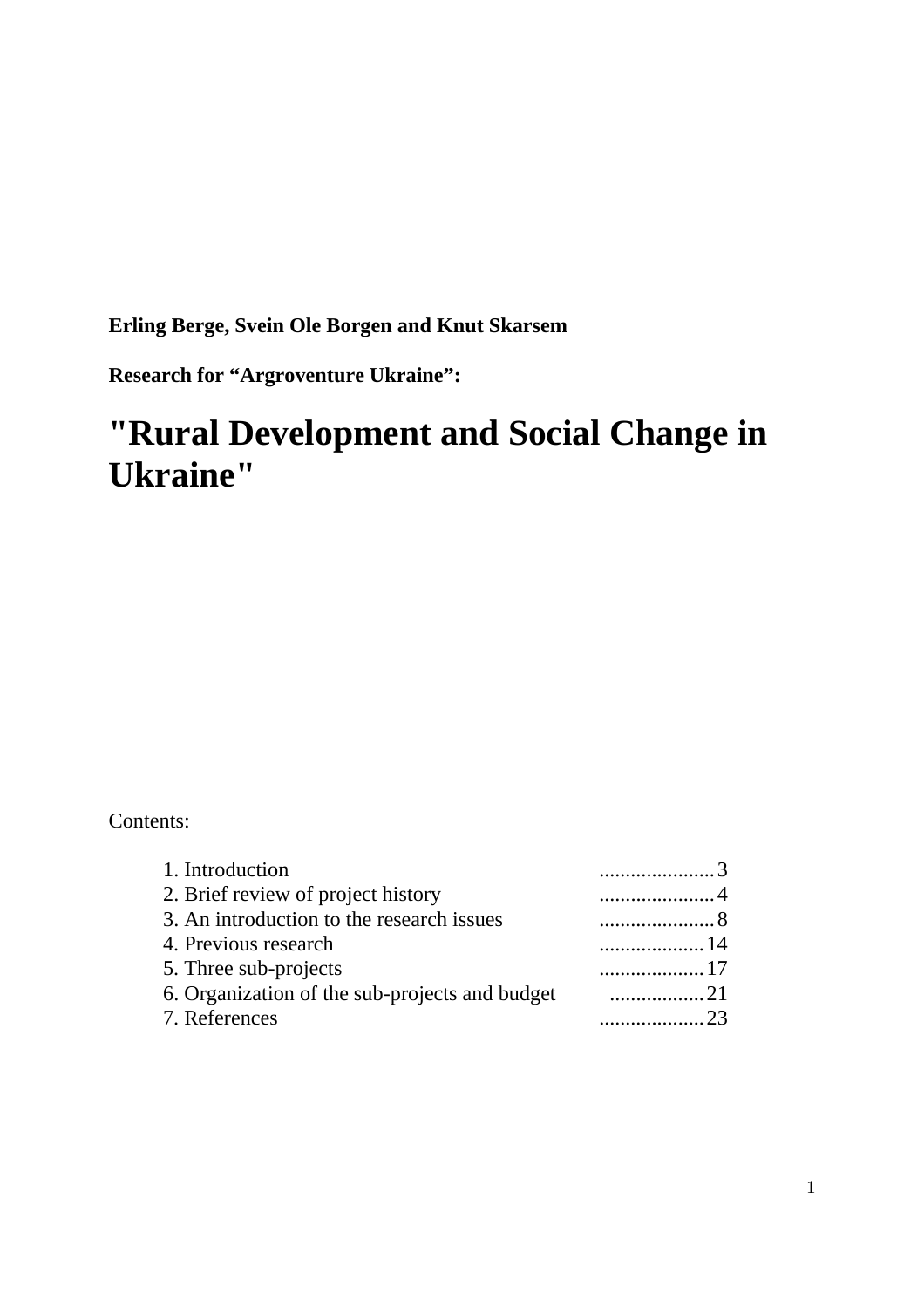**Erling Berge, Svein Ole Borgen and Knut Skarsem**

**Research for “Argroventure Ukraine”:**

# "Rural Development and Social Change in Ukraine"

Contents:

| | |
|---|---|
| 1. Introduction | ......................3 |
| 2. Brief review of project history | ......................4 |
| 3. An introduction to the research issues | ......................8 |
| 4. Previous research | ....................14 |
| 5. Three sub-projects | ....................17 |
| 6. Organization of the sub-projects and budget | ..................21 |
| 7. References | ....................23 |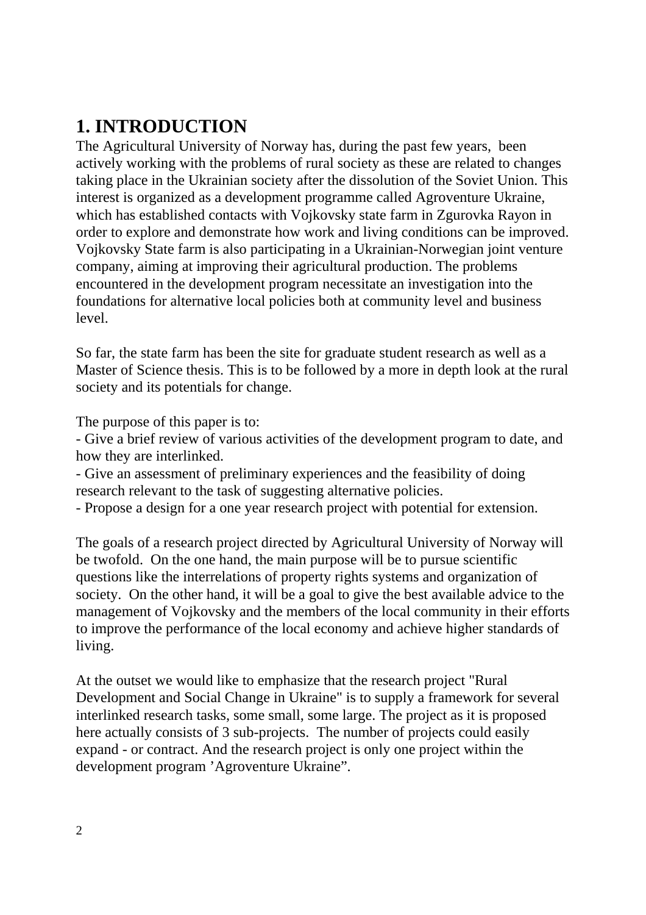# 1. INTRODUCTION

The Agricultural University of Norway has, during the past few years, been actively working with the problems of rural society as these are related to changes taking place in the Ukrainian society after the dissolution of the Soviet Union. This interest is organized as a development programme called Agroventure Ukraine, which has established contacts with Vojkovsky state farm in Zgurovka Rayon in order to explore and demonstrate how work and living conditions can be improved. Vojkovsky State farm is also participating in a Ukrainian-Norwegian joint venture company, aiming at improving their agricultural production. The problems encountered in the development program necessitate an investigation into the foundations for alternative local policies both at community level and business level.

So far, the state farm has been the site for graduate student research as well as a Master of Science thesis. This is to be followed by a more in depth look at the rural society and its potentials for change.

The purpose of this paper is to:

- Give a brief review of various activities of the development program to date, and how they are interlinked.
- Give an assessment of preliminary experiences and the feasibility of doing research relevant to the task of suggesting alternative policies.
- Propose a design for a one year research project with potential for extension.

The goals of a research project directed by Agricultural University of Norway will be twofold. On the one hand, the main purpose will be to pursue scientific questions like the interrelations of property rights systems and organization of society. On the other hand, it will be a goal to give the best available advice to the management of Vojkovsky and the members of the local community in their efforts to improve the performance of the local economy and achieve higher standards of living.

At the outset we would like to emphasize that the research project "Rural Development and Social Change in Ukraine" is to supply a framework for several interlinked research tasks, some small, some large. The project as it is proposed here actually consists of 3 sub-projects. The number of projects could easily expand - or contract. And the research project is only one project within the development program 'Agroventure Ukraine".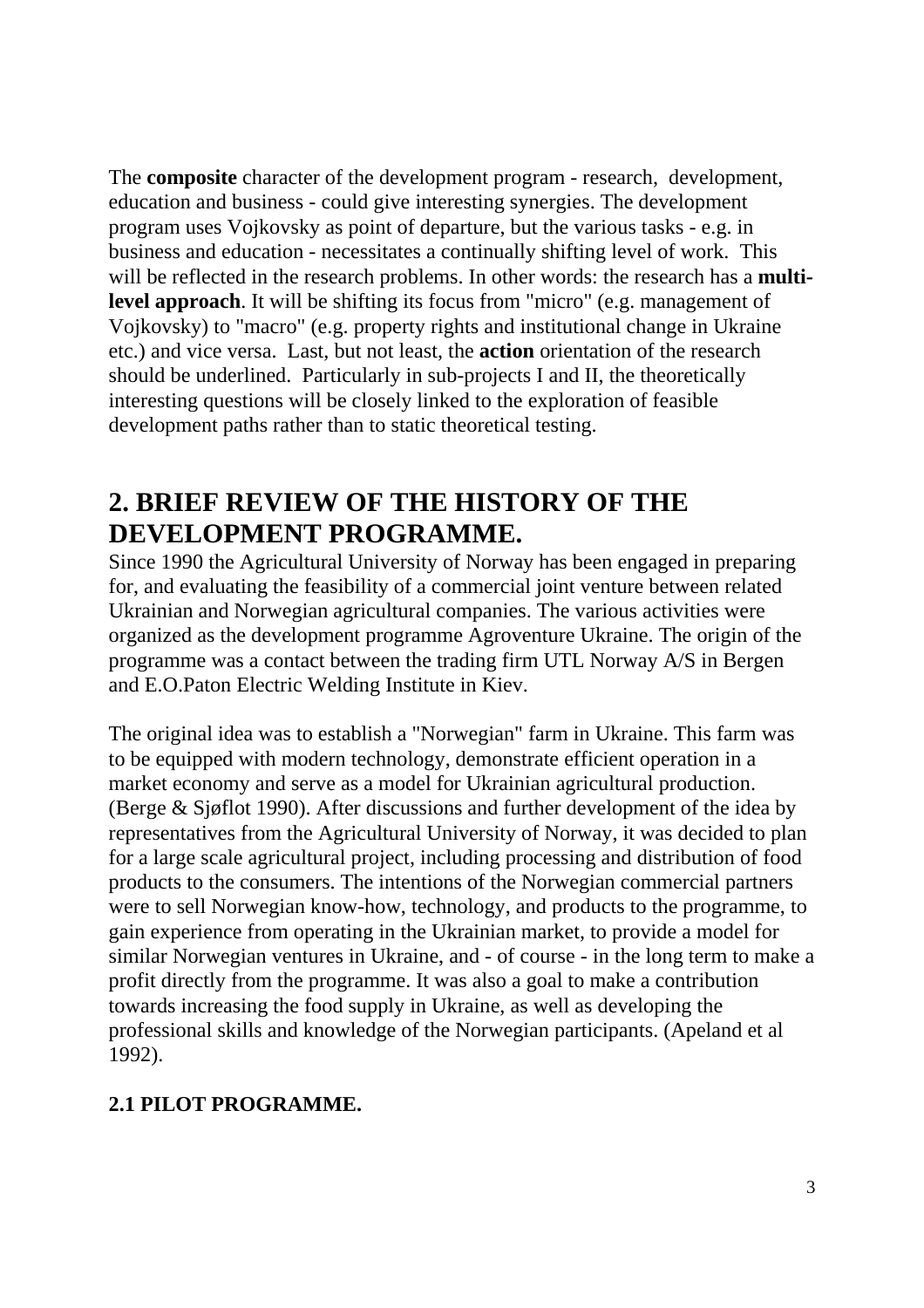The **composite** character of the development program - research, development, education and business - could give interesting synergies. The development program uses Vojkovsky as point of departure, but the various tasks - e.g. in business and education - necessitates a continually shifting level of work. This will be reflected in the research problems. In other words: the research has a **multi-level approach**. It will be shifting its focus from "micro" (e.g. management of Vojkovsky) to "macro" (e.g. property rights and institutional change in Ukraine etc.) and vice versa. Last, but not least, the **action** orientation of the research should be underlined. Particularly in sub-projects I and II, the theoretically interesting questions will be closely linked to the exploration of feasible development paths rather than to static theoretical testing.

## 2. BRIEF REVIEW OF THE HISTORY OF THE DEVELOPMENT PROGRAMME.

Since 1990 the Agricultural University of Norway has been engaged in preparing for, and evaluating the feasibility of a commercial joint venture between related Ukrainian and Norwegian agricultural companies. The various activities were organized as the development programme Agroventure Ukraine. The origin of the programme was a contact between the trading firm UTL Norway A/S in Bergen and E.O.Paton Electric Welding Institute in Kiev.

The original idea was to establish a "Norwegian" farm in Ukraine. This farm was to be equipped with modern technology, demonstrate efficient operation in a market economy and serve as a model for Ukrainian agricultural production. (Berge & Sjøflot 1990). After discussions and further development of the idea by representatives from the Agricultural University of Norway, it was decided to plan for a large scale agricultural project, including processing and distribution of food products to the consumers. The intentions of the Norwegian commercial partners were to sell Norwegian know-how, technology, and products to the programme, to gain experience from operating in the Ukrainian market, to provide a model for similar Norwegian ventures in Ukraine, and - of course - in the long term to make a profit directly from the programme. It was also a goal to make a contribution towards increasing the food supply in Ukraine, as well as developing the professional skills and knowledge of the Norwegian participants. (Apeland et al 1992).

### 2.1 PILOT PROGRAMME.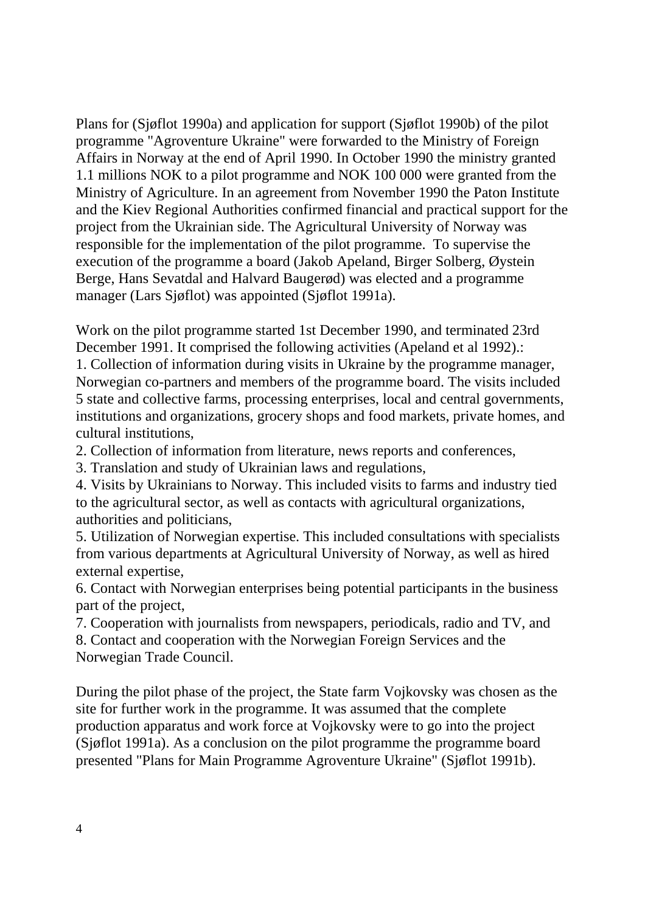Plans for (Sjøflot 1990a) and application for support (Sjøflot 1990b) of the pilot programme "Agroventure Ukraine" were forwarded to the Ministry of Foreign Affairs in Norway at the end of April 1990. In October 1990 the ministry granted 1.1 millions NOK to a pilot programme and NOK 100 000 were granted from the Ministry of Agriculture. In an agreement from November 1990 the Paton Institute and the Kiev Regional Authorities confirmed financial and practical support for the project from the Ukrainian side. The Agricultural University of Norway was responsible for the implementation of the pilot programme. To supervise the execution of the programme a board (Jakob Apeland, Birger Solberg, Øystein Berge, Hans Sevatdal and Halvard Baugerød) was elected and a programme manager (Lars Sjøflot) was appointed (Sjøflot 1991a).

Work on the pilot programme started 1st December 1990, and terminated 23rd December 1991. It comprised the following activities (Apeland et al 1992).:

1. Collection of information during visits in Ukraine by the programme manager, Norwegian co-partners and members of the programme board. The visits included 5 state and collective farms, processing enterprises, local and central governments, institutions and organizations, grocery shops and food markets, private homes, and cultural institutions,
2. Collection of information from literature, news reports and conferences,
3. Translation and study of Ukrainian laws and regulations,
4. Visits by Ukrainians to Norway. This included visits to farms and industry tied to the agricultural sector, as well as contacts with agricultural organizations, authorities and politicians,
5. Utilization of Norwegian expertise. This included consultations with specialists from various departments at Agricultural University of Norway, as well as hired external expertise,
6. Contact with Norwegian enterprises being potential participants in the business part of the project,
7. Cooperation with journalists from newspapers, periodicals, radio and TV, and
8. Contact and cooperation with the Norwegian Foreign Services and the Norwegian Trade Council.

During the pilot phase of the project, the State farm Vojkovsky was chosen as the site for further work in the programme. It was assumed that the complete production apparatus and work force at Vojkovsky were to go into the project (Sjøflot 1991a). As a conclusion on the pilot programme the programme board presented "Plans for Main Programme Agroventure Ukraine" (Sjøflot 1991b).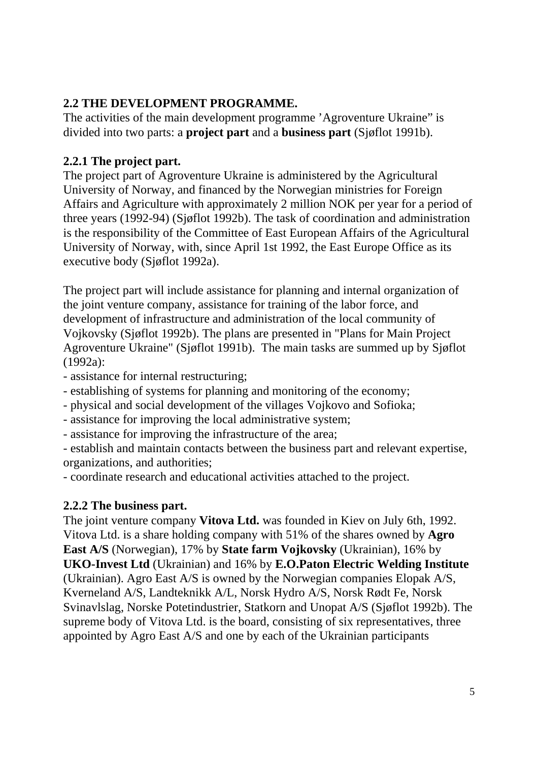## 2.2 THE DEVELOPMENT PROGRAMME.

The activities of the main development programme ’Agroventure Ukraine” is divided into two parts: a **project part** and a **business part** (Sjøflot 1991b).

### 2.2.1 The project part.

The project part of Agroventure Ukraine is administered by the Agricultural University of Norway, and financed by the Norwegian ministries for Foreign Affairs and Agriculture with approximately 2 million NOK per year for a period of three years (1992-94) (Sjøflot 1992b). The task of coordination and administration is the responsibility of the Committee of East European Affairs of the Agricultural University of Norway, with, since April 1st 1992, the East Europe Office as its executive body (Sjøflot 1992a).

The project part will include assistance for planning and internal organization of the joint venture company, assistance for training of the labor force, and development of infrastructure and administration of the local community of Vojkovsky (Sjøflot 1992b). The plans are presented in "Plans for Main Project Agroventure Ukraine" (Sjøflot 1991b). The main tasks are summed up by Sjøflot (1992a):

- assistance for internal restructuring;
- establishing of systems for planning and monitoring of the economy;
- physical and social development of the villages Vojkovo and Sofioka;
- assistance for improving the local administrative system;
- assistance for improving the infrastructure of the area;
- establish and maintain contacts between the business part and relevant expertise, organizations, and authorities;
- coordinate research and educational activities attached to the project.

### 2.2.2 The business part.

The joint venture company **Vitova Ltd.** was founded in Kiev on July 6th, 1992. Vitova Ltd. is a share holding company with 51% of the shares owned by **Agro East A/S** (Norwegian), 17% by **State farm Vojkovsky** (Ukrainian), 16% by **UKO-Invest Ltd** (Ukrainian) and 16% by **E.O.Paton Electric Welding Institute** (Ukrainian). Agro East A/S is owned by the Norwegian companies Elopak A/S, Kverneland A/S, Landteknikk A/L, Norsk Hydro A/S, Norsk Rødt Fe, Norsk Svinavlslag, Norske Potetindustrier, Statkorn and Unopat A/S (Sjøflot 1992b). The supreme body of Vitova Ltd. is the board, consisting of six representatives, three appointed by Agro East A/S and one by each of the Ukrainian participants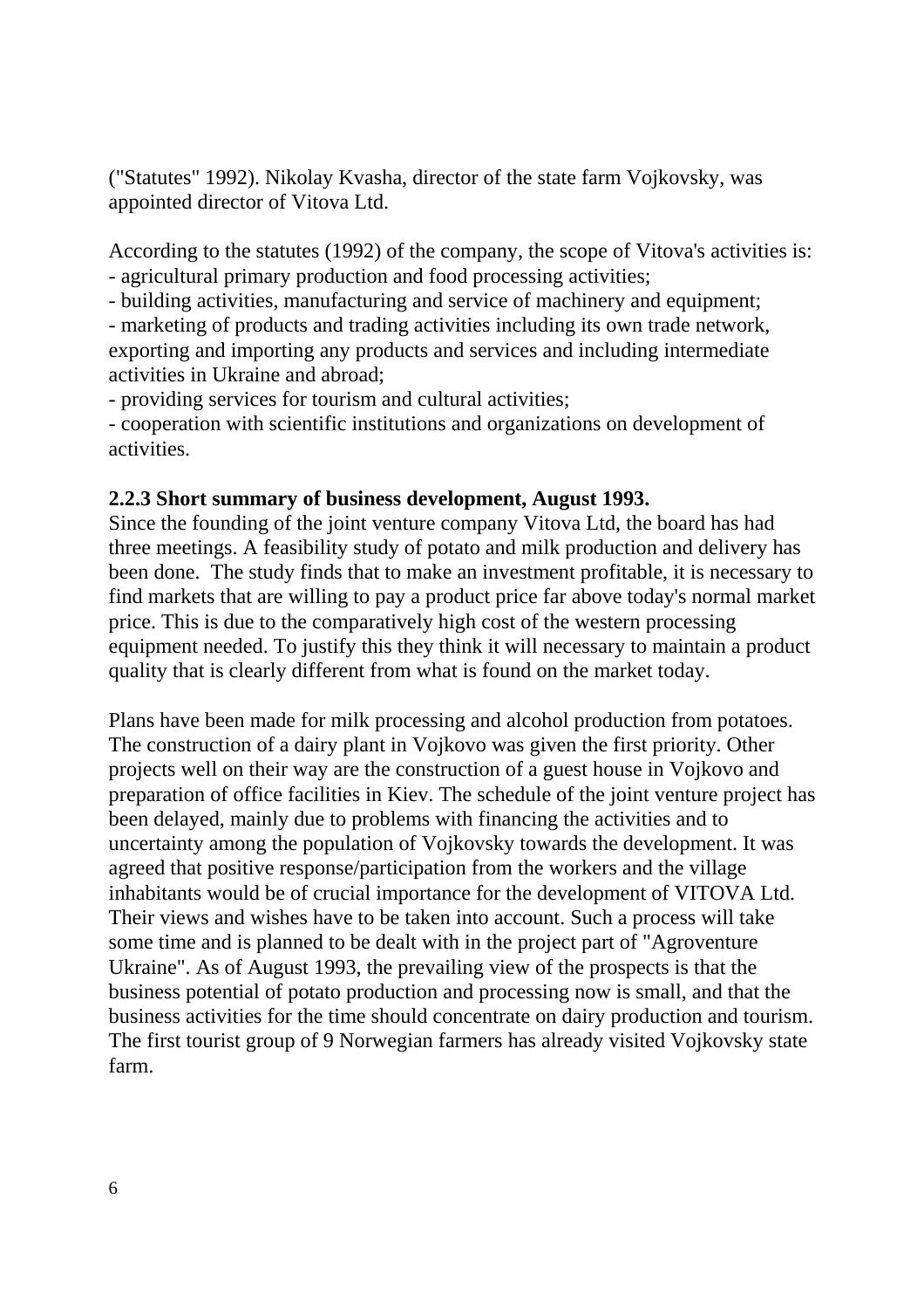("Statutes" 1992). Nikolay Kvasha, director of the state farm Vojkovsky, was appointed director of Vitova Ltd.

According to the statutes (1992) of the company, the scope of Vitova's activities is:
- agricultural primary production and food processing activities;
- building activities, manufacturing and service of machinery and equipment;
- marketing of products and trading activities including its own trade network, exporting and importing any products and services and including intermediate activities in Ukraine and abroad;
- providing services for tourism and cultural activities;
- cooperation with scientific institutions and organizations on development of activities.

### 2.2.3 Short summary of business development, August 1993.

Since the founding of the joint venture company Vitova Ltd, the board has had three meetings. A feasibility study of potato and milk production and delivery has been done. The study finds that to make an investment profitable, it is necessary to find markets that are willing to pay a product price far above today's normal market price. This is due to the comparatively high cost of the western processing equipment needed. To justify this they think it will necessary to maintain a product quality that is clearly different from what is found on the market today.

Plans have been made for milk processing and alcohol production from potatoes. The construction of a dairy plant in Vojkovo was given the first priority. Other projects well on their way are the construction of a guest house in Vojkovo and preparation of office facilities in Kiev. The schedule of the joint venture project has been delayed, mainly due to problems with financing the activities and to uncertainty among the population of Vojkovsky towards the development. It was agreed that positive response/participation from the workers and the village inhabitants would be of crucial importance for the development of VITOVA Ltd. Their views and wishes have to be taken into account. Such a process will take some time and is planned to be dealt with in the project part of "Agroventure Ukraine". As of August 1993, the prevailing view of the prospects is that the business potential of potato production and processing now is small, and that the business activities for the time should concentrate on dairy production and tourism. The first tourist group of 9 Norwegian farmers has already visited Vojkovsky state farm.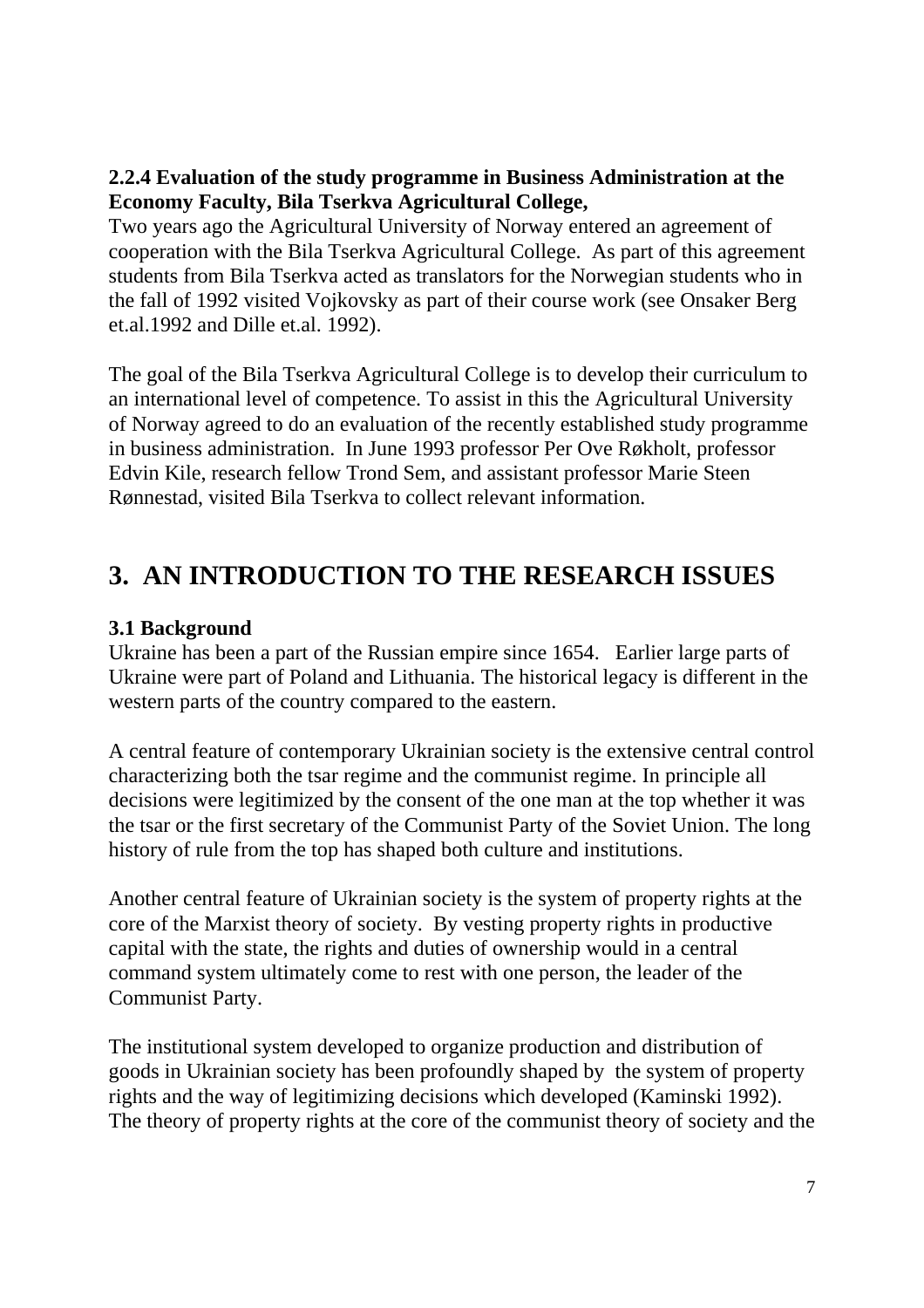### 2.2.4 Evaluation of the study programme in Business Administration at the Economy Faculty, Bila Tserkva Agricultural College,

Two years ago the Agricultural University of Norway entered an agreement of cooperation with the Bila Tserkva Agricultural College. As part of this agreement students from Bila Tserkva acted as translators for the Norwegian students who in the fall of 1992 visited Vojkovsky as part of their course work (see Onsaker Berg et.al.1992 and Dille et.al. 1992).

The goal of the Bila Tserkva Agricultural College is to develop their curriculum to an international level of competence. To assist in this the Agricultural University of Norway agreed to do an evaluation of the recently established study programme in business administration. In June 1993 professor Per Ove Røkholt, professor Edvin Kile, research fellow Trond Sem, and assistant professor Marie Steen Rønnestad, visited Bila Tserkva to collect relevant information.

# 3. AN INTRODUCTION TO THE RESEARCH ISSUES

### 3.1 Background

Ukraine has been a part of the Russian empire since 1654. Earlier large parts of Ukraine were part of Poland and Lithuania. The historical legacy is different in the western parts of the country compared to the eastern.

A central feature of contemporary Ukrainian society is the extensive central control characterizing both the tsar regime and the communist regime. In principle all decisions were legitimized by the consent of the one man at the top whether it was the tsar or the first secretary of the Communist Party of the Soviet Union. The long history of rule from the top has shaped both culture and institutions.

Another central feature of Ukrainian society is the system of property rights at the core of the Marxist theory of society. By vesting property rights in productive capital with the state, the rights and duties of ownership would in a central command system ultimately come to rest with one person, the leader of the Communist Party.

The institutional system developed to organize production and distribution of goods in Ukrainian society has been profoundly shaped by the system of property rights and the way of legitimizing decisions which developed (Kaminski 1992). The theory of property rights at the core of the communist theory of society and the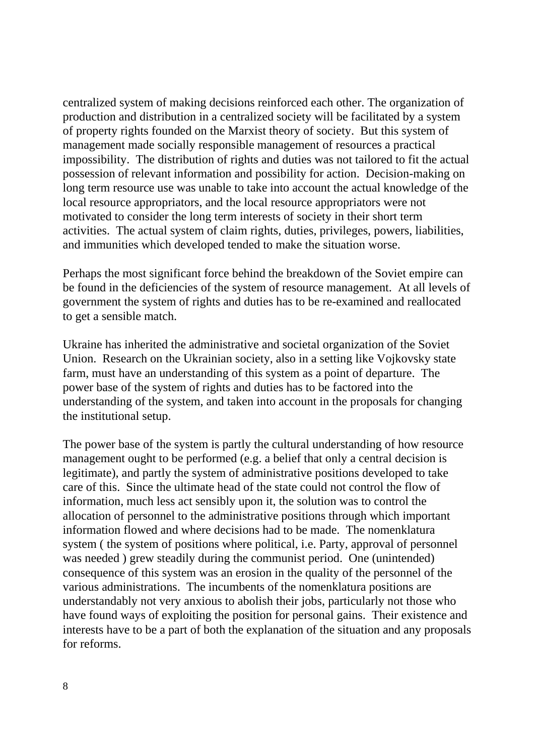centralized system of making decisions reinforced each other. The organization of production and distribution in a centralized society will be facilitated by a system of property rights founded on the Marxist theory of society. But this system of management made socially responsible management of resources a practical impossibility. The distribution of rights and duties was not tailored to fit the actual possession of relevant information and possibility for action. Decision-making on long term resource use was unable to take into account the actual knowledge of the local resource appropriators, and the local resource appropriators were not motivated to consider the long term interests of society in their short term activities. The actual system of claim rights, duties, privileges, powers, liabilities, and immunities which developed tended to make the situation worse.

Perhaps the most significant force behind the breakdown of the Soviet empire can be found in the deficiencies of the system of resource management. At all levels of government the system of rights and duties has to be re-examined and reallocated to get a sensible match.

Ukraine has inherited the administrative and societal organization of the Soviet Union. Research on the Ukrainian society, also in a setting like Vojkovsky state farm, must have an understanding of this system as a point of departure. The power base of the system of rights and duties has to be factored into the understanding of the system, and taken into account in the proposals for changing the institutional setup.

The power base of the system is partly the cultural understanding of how resource management ought to be performed (e.g. a belief that only a central decision is legitimate), and partly the system of administrative positions developed to take care of this. Since the ultimate head of the state could not control the flow of information, much less act sensibly upon it, the solution was to control the allocation of personnel to the administrative positions through which important information flowed and where decisions had to be made. The nomenklatura system ( the system of positions where political, i.e. Party, approval of personnel was needed ) grew steadily during the communist period. One (unintended) consequence of this system was an erosion in the quality of the personnel of the various administrations. The incumbents of the nomenklatura positions are understandably not very anxious to abolish their jobs, particularly not those who have found ways of exploiting the position for personal gains. Their existence and interests have to be a part of both the explanation of the situation and any proposals for reforms.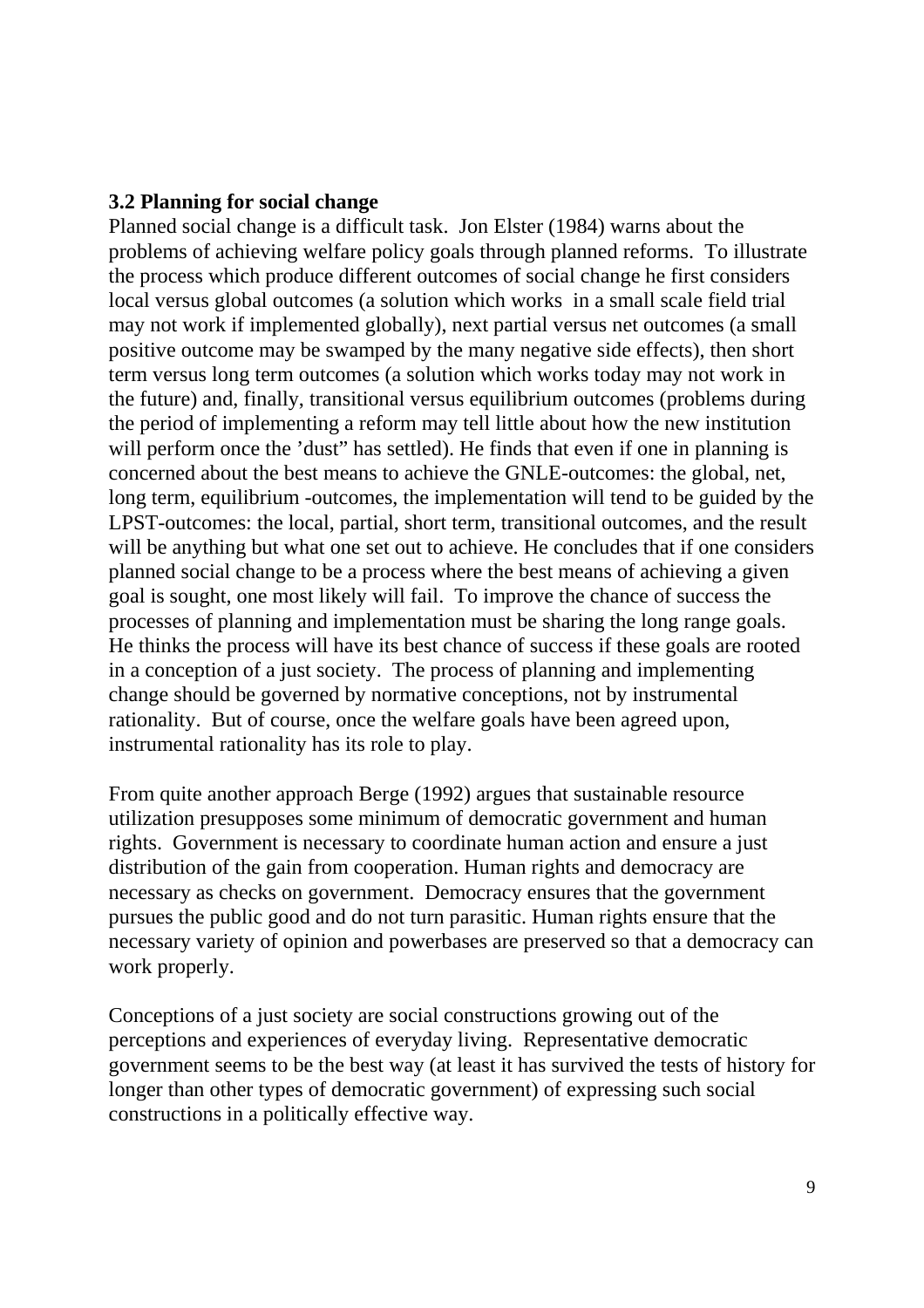### 3.2 Planning for social change

Planned social change is a difficult task. Jon Elster (1984) warns about the problems of achieving welfare policy goals through planned reforms. To illustrate the process which produce different outcomes of social change he first considers local versus global outcomes (a solution which works in a small scale field trial may not work if implemented globally), next partial versus net outcomes (a small positive outcome may be swamped by the many negative side effects), then short term versus long term outcomes (a solution which works today may not work in the future) and, finally, transitional versus equilibrium outcomes (problems during the period of implementing a reform may tell little about how the new institution will perform once the 'dust" has settled). He finds that even if one in planning is concerned about the best means to achieve the GNLE-outcomes: the global, net, long term, equilibrium -outcomes, the implementation will tend to be guided by the LPST-outcomes: the local, partial, short term, transitional outcomes, and the result will be anything but what one set out to achieve. He concludes that if one considers planned social change to be a process where the best means of achieving a given goal is sought, one most likely will fail. To improve the chance of success the processes of planning and implementation must be sharing the long range goals. He thinks the process will have its best chance of success if these goals are rooted in a conception of a just society. The process of planning and implementing change should be governed by normative conceptions, not by instrumental rationality. But of course, once the welfare goals have been agreed upon, instrumental rationality has its role to play.

From quite another approach Berge (1992) argues that sustainable resource utilization presupposes some minimum of democratic government and human rights. Government is necessary to coordinate human action and ensure a just distribution of the gain from cooperation. Human rights and democracy are necessary as checks on government. Democracy ensures that the government pursues the public good and do not turn parasitic. Human rights ensure that the necessary variety of opinion and powerbases are preserved so that a democracy can work properly.

Conceptions of a just society are social constructions growing out of the perceptions and experiences of everyday living. Representative democratic government seems to be the best way (at least it has survived the tests of history for longer than other types of democratic government) of expressing such social constructions in a politically effective way.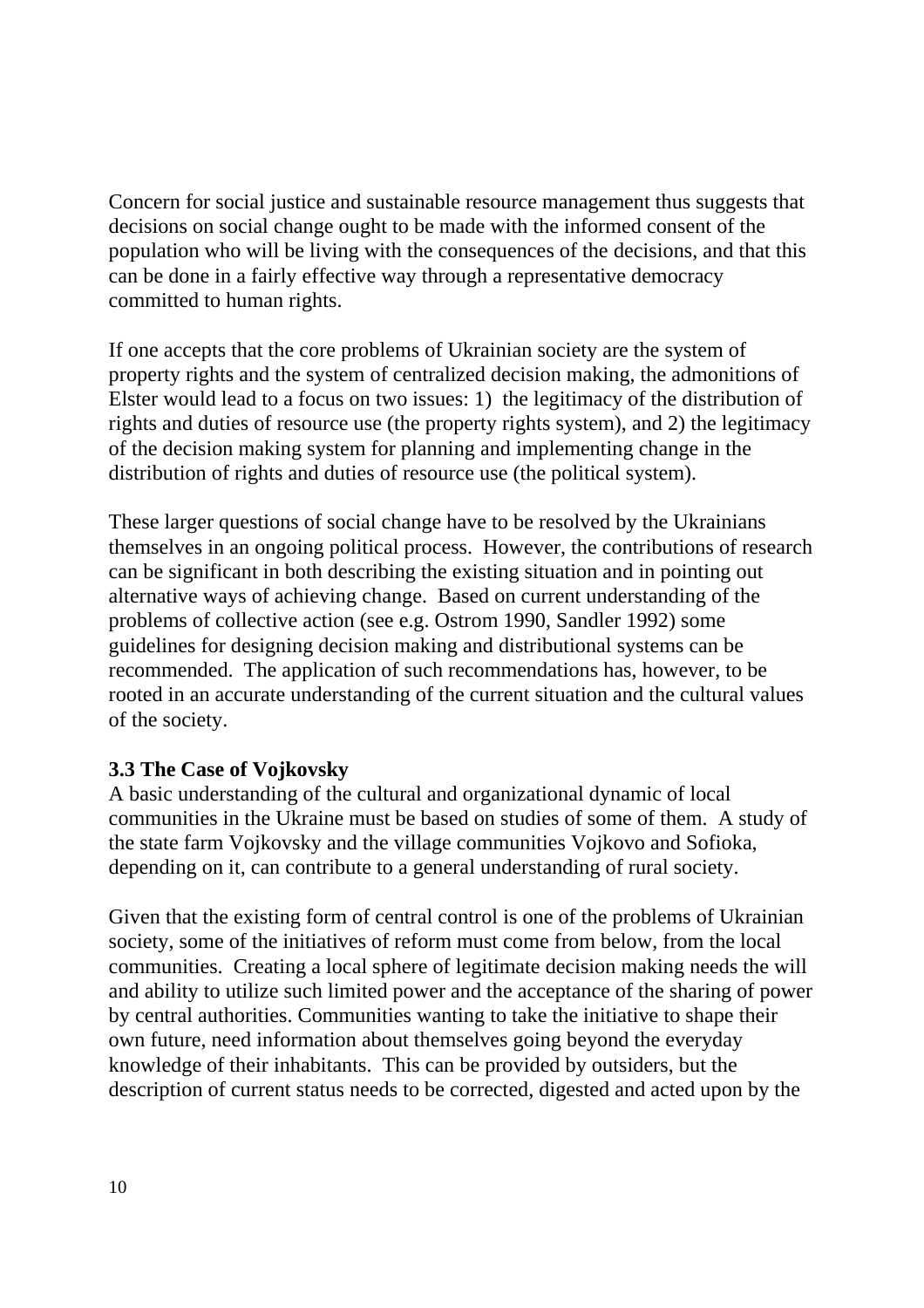Concern for social justice and sustainable resource management thus suggests that decisions on social change ought to be made with the informed consent of the population who will be living with the consequences of the decisions, and that this can be done in a fairly effective way through a representative democracy committed to human rights.

If one accepts that the core problems of Ukrainian society are the system of property rights and the system of centralized decision making, the admonitions of Elster would lead to a focus on two issues: 1) the legitimacy of the distribution of rights and duties of resource use (the property rights system), and 2) the legitimacy of the decision making system for planning and implementing change in the distribution of rights and duties of resource use (the political system).

These larger questions of social change have to be resolved by the Ukrainians themselves in an ongoing political process. However, the contributions of research can be significant in both describing the existing situation and in pointing out alternative ways of achieving change. Based on current understanding of the problems of collective action (see e.g. Ostrom 1990, Sandler 1992) some guidelines for designing decision making and distributional systems can be recommended. The application of such recommendations has, however, to be rooted in an accurate understanding of the current situation and the cultural values of the society.

### 3.3 The Case of Vojkovsky

A basic understanding of the cultural and organizational dynamic of local communities in the Ukraine must be based on studies of some of them. A study of the state farm Vojkovsky and the village communities Vojkovo and Sofioka, depending on it, can contribute to a general understanding of rural society.

Given that the existing form of central control is one of the problems of Ukrainian society, some of the initiatives of reform must come from below, from the local communities. Creating a local sphere of legitimate decision making needs the will and ability to utilize such limited power and the acceptance of the sharing of power by central authorities. Communities wanting to take the initiative to shape their own future, need information about themselves going beyond the everyday knowledge of their inhabitants. This can be provided by outsiders, but the description of current status needs to be corrected, digested and acted upon by the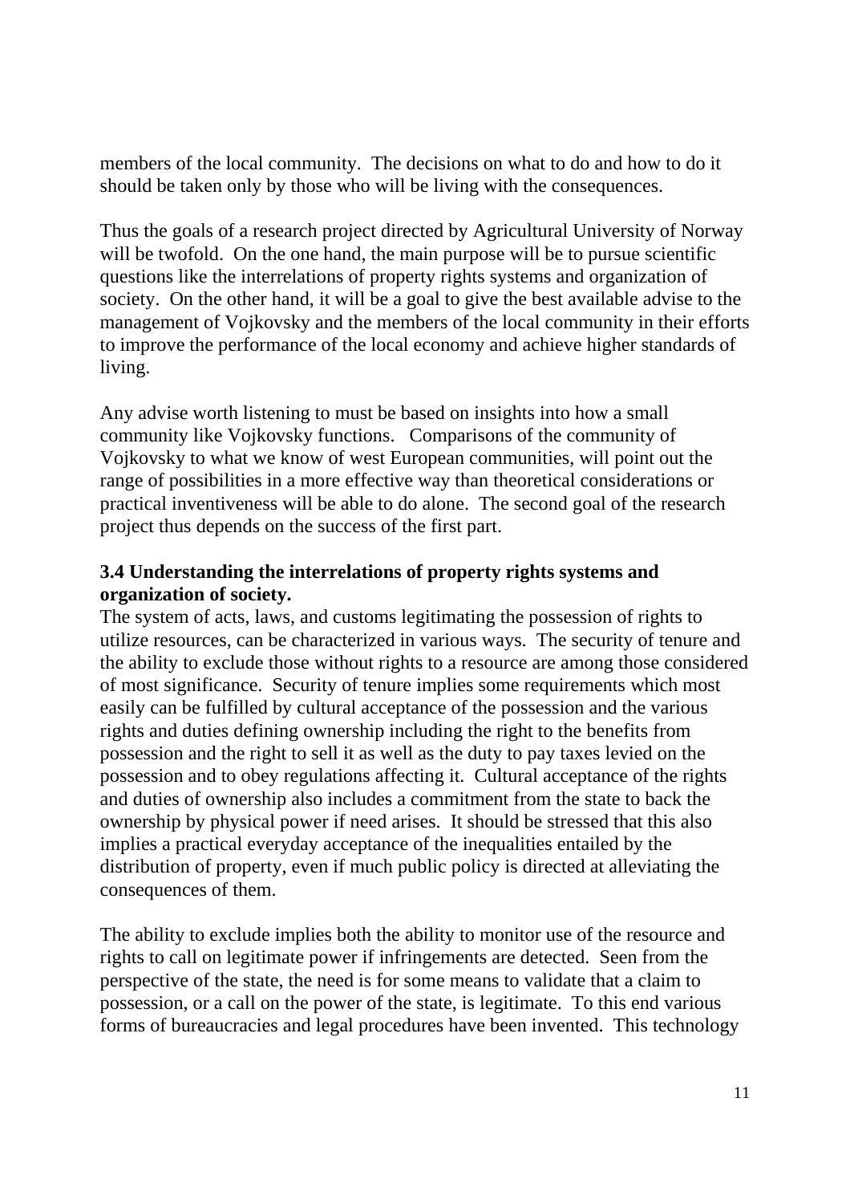members of the local community. The decisions on what to do and how to do it should be taken only by those who will be living with the consequences.

Thus the goals of a research project directed by Agricultural University of Norway will be twofold. On the one hand, the main purpose will be to pursue scientific questions like the interrelations of property rights systems and organization of society. On the other hand, it will be a goal to give the best available advise to the management of Vojkovsky and the members of the local community in their efforts to improve the performance of the local economy and achieve higher standards of living.

Any advise worth listening to must be based on insights into how a small community like Vojkovsky functions. Comparisons of the community of Vojkovsky to what we know of west European communities, will point out the range of possibilities in a more effective way than theoretical considerations or practical inventiveness will be able to do alone. The second goal of the research project thus depends on the success of the first part.

### 3.4 Understanding the interrelations of property rights systems and organization of society.

The system of acts, laws, and customs legitimating the possession of rights to utilize resources, can be characterized in various ways. The security of tenure and the ability to exclude those without rights to a resource are among those considered of most significance. Security of tenure implies some requirements which most easily can be fulfilled by cultural acceptance of the possession and the various rights and duties defining ownership including the right to the benefits from possession and the right to sell it as well as the duty to pay taxes levied on the possession and to obey regulations affecting it. Cultural acceptance of the rights and duties of ownership also includes a commitment from the state to back the ownership by physical power if need arises. It should be stressed that this also implies a practical everyday acceptance of the inequalities entailed by the distribution of property, even if much public policy is directed at alleviating the consequences of them.

The ability to exclude implies both the ability to monitor use of the resource and rights to call on legitimate power if infringements are detected. Seen from the perspective of the state, the need is for some means to validate that a claim to possession, or a call on the power of the state, is legitimate. To this end various forms of bureaucracies and legal procedures have been invented. This technology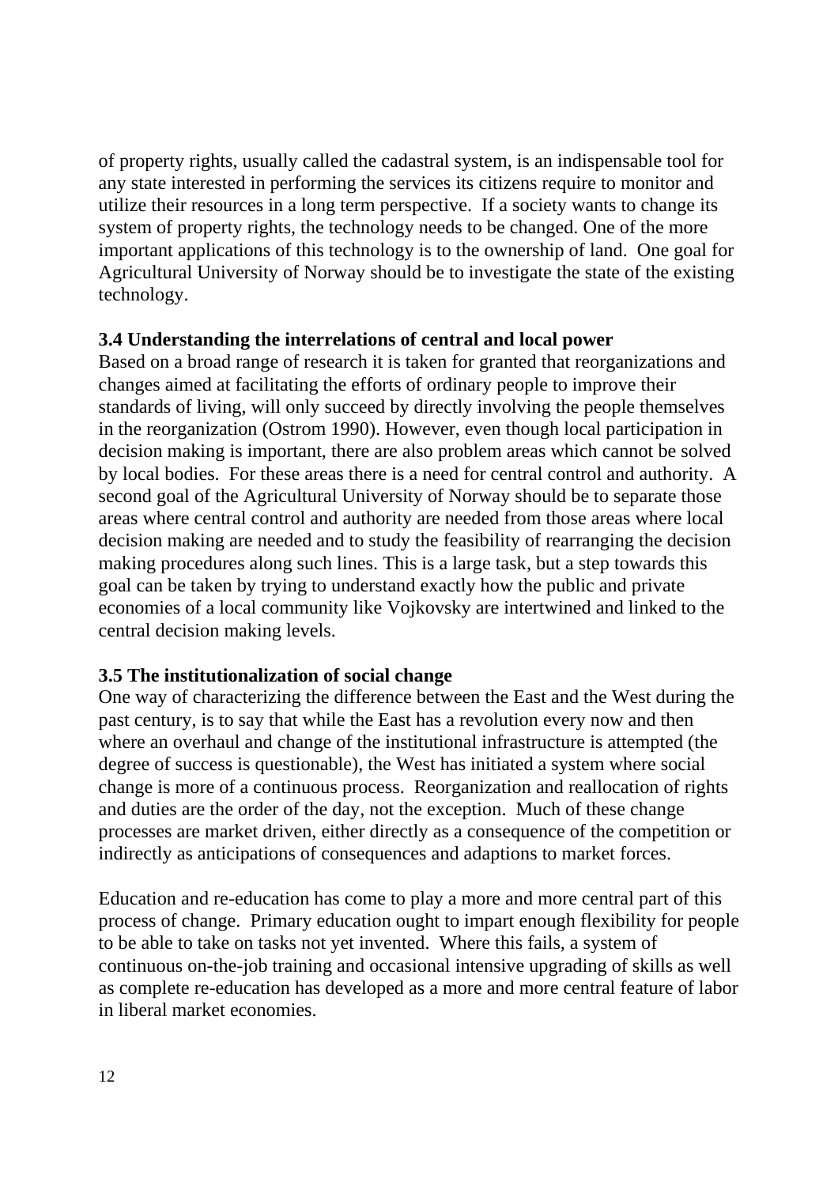of property rights, usually called the cadastral system, is an indispensable tool for any state interested in performing the services its citizens require to monitor and utilize their resources in a long term perspective. If a society wants to change its system of property rights, the technology needs to be changed. One of the more important applications of this technology is to the ownership of land. One goal for Agricultural University of Norway should be to investigate the state of the existing technology.

### 3.4 Understanding the interrelations of central and local power

Based on a broad range of research it is taken for granted that reorganizations and changes aimed at facilitating the efforts of ordinary people to improve their standards of living, will only succeed by directly involving the people themselves in the reorganization (Ostrom 1990). However, even though local participation in decision making is important, there are also problem areas which cannot be solved by local bodies. For these areas there is a need for central control and authority. A second goal of the Agricultural University of Norway should be to separate those areas where central control and authority are needed from those areas where local decision making are needed and to study the feasibility of rearranging the decision making procedures along such lines. This is a large task, but a step towards this goal can be taken by trying to understand exactly how the public and private economies of a local community like Vojkovsky are intertwined and linked to the central decision making levels.

### 3.5 The institutionalization of social change

One way of characterizing the difference between the East and the West during the past century, is to say that while the East has a revolution every now and then where an overhaul and change of the institutional infrastructure is attempted (the degree of success is questionable), the West has initiated a system where social change is more of a continuous process. Reorganization and reallocation of rights and duties are the order of the day, not the exception. Much of these change processes are market driven, either directly as a consequence of the competition or indirectly as anticipations of consequences and adaptions to market forces.

Education and re-education has come to play a more and more central part of this process of change. Primary education ought to impart enough flexibility for people to be able to take on tasks not yet invented. Where this fails, a system of continuous on-the-job training and occasional intensive upgrading of skills as well as complete re-education has developed as a more and more central feature of labor in liberal market economies.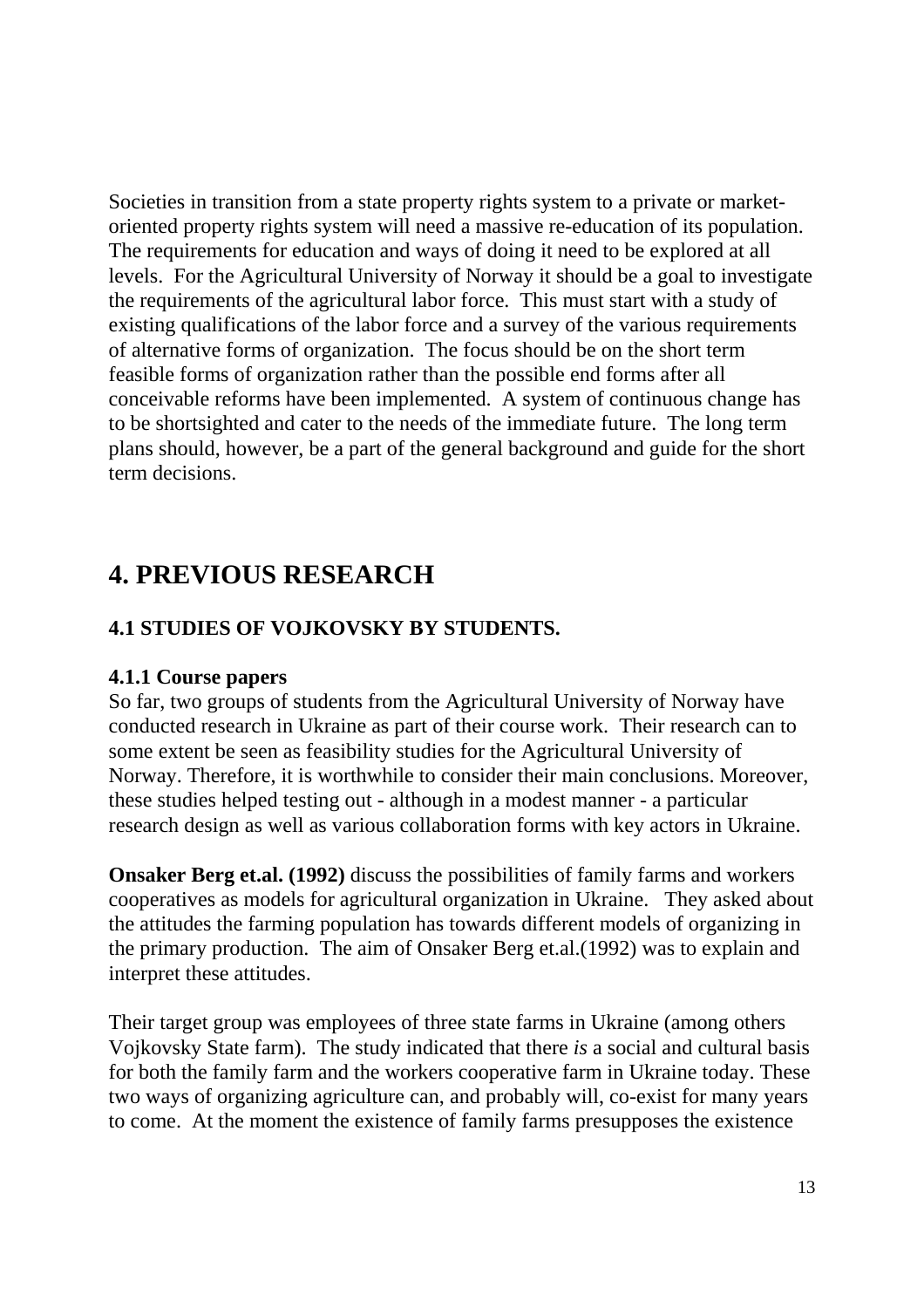Societies in transition from a state property rights system to a private or market-oriented property rights system will need a massive re-education of its population. The requirements for education and ways of doing it need to be explored at all levels. For the Agricultural University of Norway it should be a goal to investigate the requirements of the agricultural labor force. This must start with a study of existing qualifications of the labor force and a survey of the various requirements of alternative forms of organization. The focus should be on the short term feasible forms of organization rather than the possible end forms after all conceivable reforms have been implemented. A system of continuous change has to be shortsighted and cater to the needs of the immediate future. The long term plans should, however, be a part of the general background and guide for the short term decisions.

# 4. PREVIOUS RESEARCH

## 4.1 STUDIES OF VOJKOVSKY BY STUDENTS.

### 4.1.1 Course papers

So far, two groups of students from the Agricultural University of Norway have conducted research in Ukraine as part of their course work. Their research can to some extent be seen as feasibility studies for the Agricultural University of Norway. Therefore, it is worthwhile to consider their main conclusions. Moreover, these studies helped testing out - although in a modest manner - a particular research design as well as various collaboration forms with key actors in Ukraine.

**Onsaker Berg et.al. (1992)** discuss the possibilities of family farms and workers cooperatives as models for agricultural organization in Ukraine. They asked about the attitudes the farming population has towards different models of organizing in the primary production. The aim of Onsaker Berg et.al.(1992) was to explain and interpret these attitudes.

Their target group was employees of three state farms in Ukraine (among others Vojkovsky State farm). The study indicated that there *is* a social and cultural basis for both the family farm and the workers cooperative farm in Ukraine today. These two ways of organizing agriculture can, and probably will, co-exist for many years to come. At the moment the existence of family farms presupposes the existence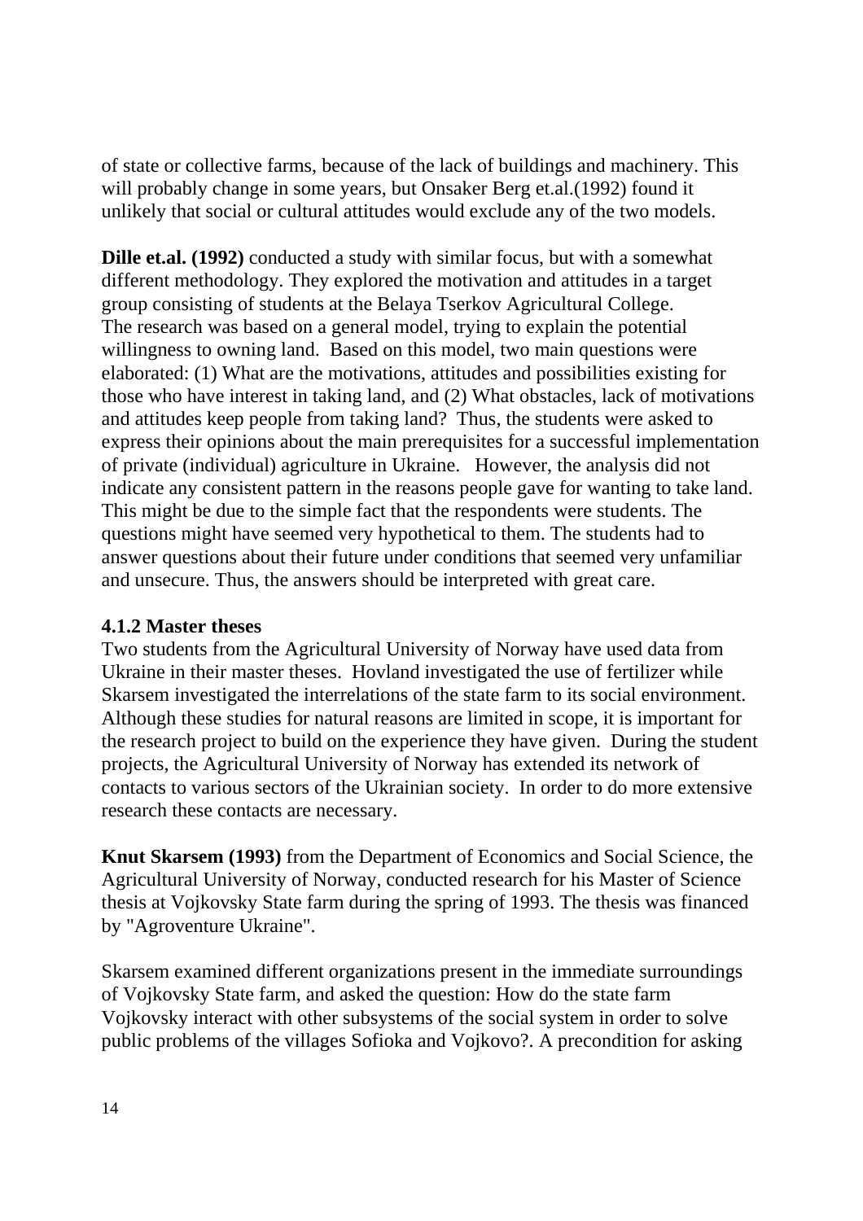of state or collective farms, because of the lack of buildings and machinery. This will probably change in some years, but Onsaker Berg et.al.(1992) found it unlikely that social or cultural attitudes would exclude any of the two models.

**Dille et.al. (1992)** conducted a study with similar focus, but with a somewhat different methodology. They explored the motivation and attitudes in a target group consisting of students at the Belaya Tserkov Agricultural College. The research was based on a general model, trying to explain the potential willingness to owning land. Based on this model, two main questions were elaborated: (1) What are the motivations, attitudes and possibilities existing for those who have interest in taking land, and (2) What obstacles, lack of motivations and attitudes keep people from taking land? Thus, the students were asked to express their opinions about the main prerequisites for a successful implementation of private (individual) agriculture in Ukraine. However, the analysis did not indicate any consistent pattern in the reasons people gave for wanting to take land. This might be due to the simple fact that the respondents were students. The questions might have seemed very hypothetical to them. The students had to answer questions about their future under conditions that seemed very unfamiliar and unsecure. Thus, the answers should be interpreted with great care.

### 4.1.2 Master theses

Two students from the Agricultural University of Norway have used data from Ukraine in their master theses. Hovland investigated the use of fertilizer while Skarsem investigated the interrelations of the state farm to its social environment. Although these studies for natural reasons are limited in scope, it is important for the research project to build on the experience they have given. During the student projects, the Agricultural University of Norway has extended its network of contacts to various sectors of the Ukrainian society. In order to do more extensive research these contacts are necessary.

**Knut Skarsem (1993)** from the Department of Economics and Social Science, the Agricultural University of Norway, conducted research for his Master of Science thesis at Vojkovsky State farm during the spring of 1993. The thesis was financed by "Agroventure Ukraine".

Skarsem examined different organizations present in the immediate surroundings of Vojkovsky State farm, and asked the question: How do the state farm Vojkovsky interact with other subsystems of the social system in order to solve public problems of the villages Sofioka and Vojkovo?. A precondition for asking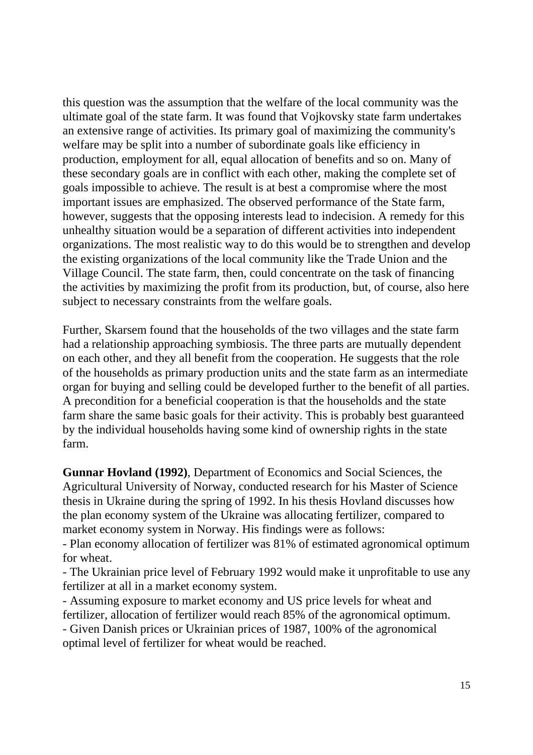this question was the assumption that the welfare of the local community was the ultimate goal of the state farm. It was found that Vojkovsky state farm undertakes an extensive range of activities. Its primary goal of maximizing the community's welfare may be split into a number of subordinate goals like efficiency in production, employment for all, equal allocation of benefits and so on. Many of these secondary goals are in conflict with each other, making the complete set of goals impossible to achieve. The result is at best a compromise where the most important issues are emphasized. The observed performance of the State farm, however, suggests that the opposing interests lead to indecision. A remedy for this unhealthy situation would be a separation of different activities into independent organizations. The most realistic way to do this would be to strengthen and develop the existing organizations of the local community like the Trade Union and the Village Council. The state farm, then, could concentrate on the task of financing the activities by maximizing the profit from its production, but, of course, also here subject to necessary constraints from the welfare goals.

Further, Skarsem found that the households of the two villages and the state farm had a relationship approaching symbiosis. The three parts are mutually dependent on each other, and they all benefit from the cooperation. He suggests that the role of the households as primary production units and the state farm as an intermediate organ for buying and selling could be developed further to the benefit of all parties. A precondition for a beneficial cooperation is that the households and the state farm share the same basic goals for their activity. This is probably best guaranteed by the individual households having some kind of ownership rights in the state farm.

**Gunnar Hovland (1992)**, Department of Economics and Social Sciences, the Agricultural University of Norway, conducted research for his Master of Science thesis in Ukraine during the spring of 1992. In his thesis Hovland discusses how the plan economy system of the Ukraine was allocating fertilizer, compared to market economy system in Norway. His findings were as follows:

- Plan economy allocation of fertilizer was 81% of estimated agronomical optimum for wheat.
- The Ukrainian price level of February 1992 would make it unprofitable to use any fertilizer at all in a market economy system.
- Assuming exposure to market economy and US price levels for wheat and fertilizer, allocation of fertilizer would reach 85% of the agronomical optimum.
- Given Danish prices or Ukrainian prices of 1987, 100% of the agronomical optimal level of fertilizer for wheat would be reached.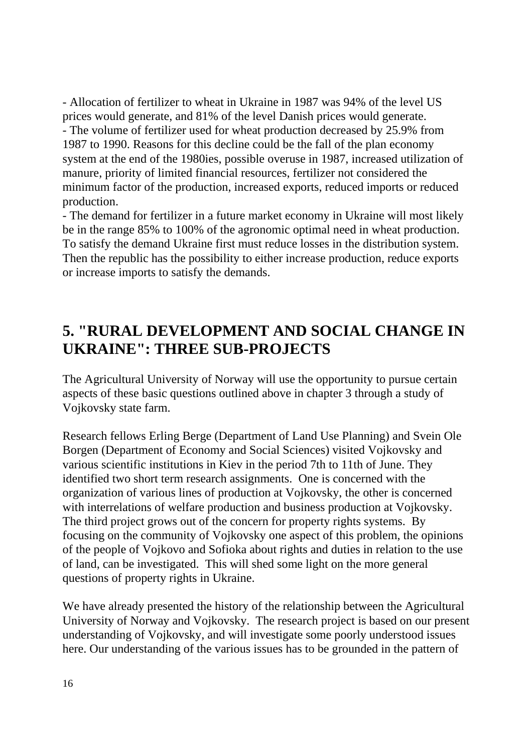- Allocation of fertilizer to wheat in Ukraine in 1987 was 94% of the level US prices would generate, and 81% of the level Danish prices would generate.
- The volume of fertilizer used for wheat production decreased by 25.9% from 1987 to 1990. Reasons for this decline could be the fall of the plan economy system at the end of the 1980ies, possible overuse in 1987, increased utilization of manure, priority of limited financial resources, fertilizer not considered the minimum factor of the production, increased exports, reduced imports or reduced production.
- The demand for fertilizer in a future market economy in Ukraine will most likely be in the range 85% to 100% of the agronomic optimal need in wheat production. To satisfy the demand Ukraine first must reduce losses in the distribution system. Then the republic has the possibility to either increase production, reduce exports or increase imports to satisfy the demands.

# 5. "RURAL DEVELOPMENT AND SOCIAL CHANGE IN UKRAINE": THREE SUB-PROJECTS

The Agricultural University of Norway will use the opportunity to pursue certain aspects of these basic questions outlined above in chapter 3 through a study of Vojkovsky state farm.

Research fellows Erling Berge (Department of Land Use Planning) and Svein Ole Borgen (Department of Economy and Social Sciences) visited Vojkovsky and various scientific institutions in Kiev in the period 7th to 11th of June. They identified two short term research assignments. One is concerned with the organization of various lines of production at Vojkovsky, the other is concerned with interrelations of welfare production and business production at Vojkovsky. The third project grows out of the concern for property rights systems. By focusing on the community of Vojkovsky one aspect of this problem, the opinions of the people of Vojkovo and Sofioka about rights and duties in relation to the use of land, can be investigated. This will shed some light on the more general questions of property rights in Ukraine.

We have already presented the history of the relationship between the Agricultural University of Norway and Vojkovsky. The research project is based on our present understanding of Vojkovsky, and will investigate some poorly understood issues here. Our understanding of the various issues has to be grounded in the pattern of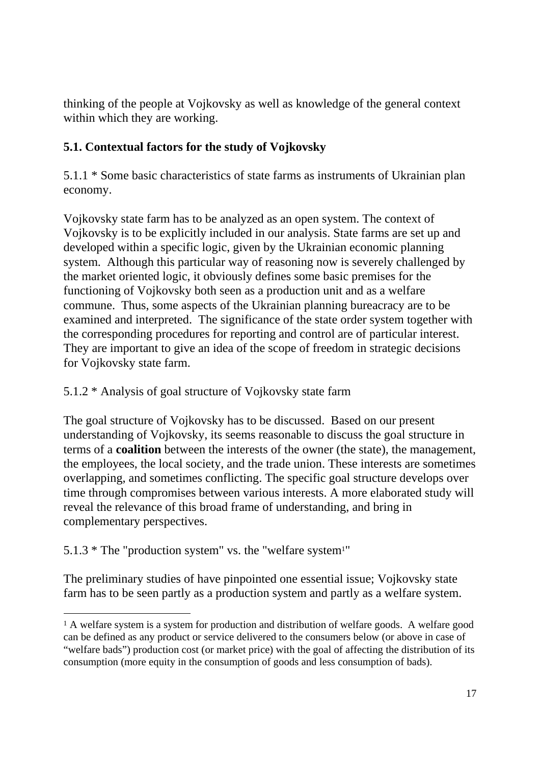thinking of the people at Vojkovsky as well as knowledge of the general context within which they are working.

### 5.1. Contextual factors for the study of Vojkovsky

5.1.1 * Some basic characteristics of state farms as instruments of Ukrainian plan economy.

Vojkovsky state farm has to be analyzed as an open system. The context of Vojkovsky is to be explicitly included in our analysis. State farms are set up and developed within a specific logic, given by the Ukrainian economic planning system. Although this particular way of reasoning now is severely challenged by the market oriented logic, it obviously defines some basic premises for the functioning of Vojkovsky both seen as a production unit and as a welfare commune. Thus, some aspects of the Ukrainian planning bureacracy are to be examined and interpreted. The significance of the state order system together with the corresponding procedures for reporting and control are of particular interest. They are important to give an idea of the scope of freedom in strategic decisions for Vojkovsky state farm.

5.1.2 * Analysis of goal structure of Vojkovsky state farm

The goal structure of Vojkovsky has to be discussed. Based on our present understanding of Vojkovsky, its seems reasonable to discuss the goal structure in terms of a **coalition** between the interests of the owner (the state), the management, the employees, the local society, and the trade union. These interests are sometimes overlapping, and sometimes conflicting. The specific goal structure develops over time through compromises between various interests. A more elaborated study will reveal the relevance of this broad frame of understanding, and bring in complementary perspectives.

5.1.3 * The "production system" vs. the "welfare system[1]"

The preliminary studies of have pinpointed one essential issue; Vojkovsky state farm has to be seen partly as a production system and partly as a welfare system.

[1] A welfare system is a system for production and distribution of welfare goods. A welfare good can be defined as any product or service delivered to the consumers below (or above in case of “welfare bads”) production cost (or market price) with the goal of affecting the distribution of its consumption (more equity in the consumption of goods and less consumption of bads).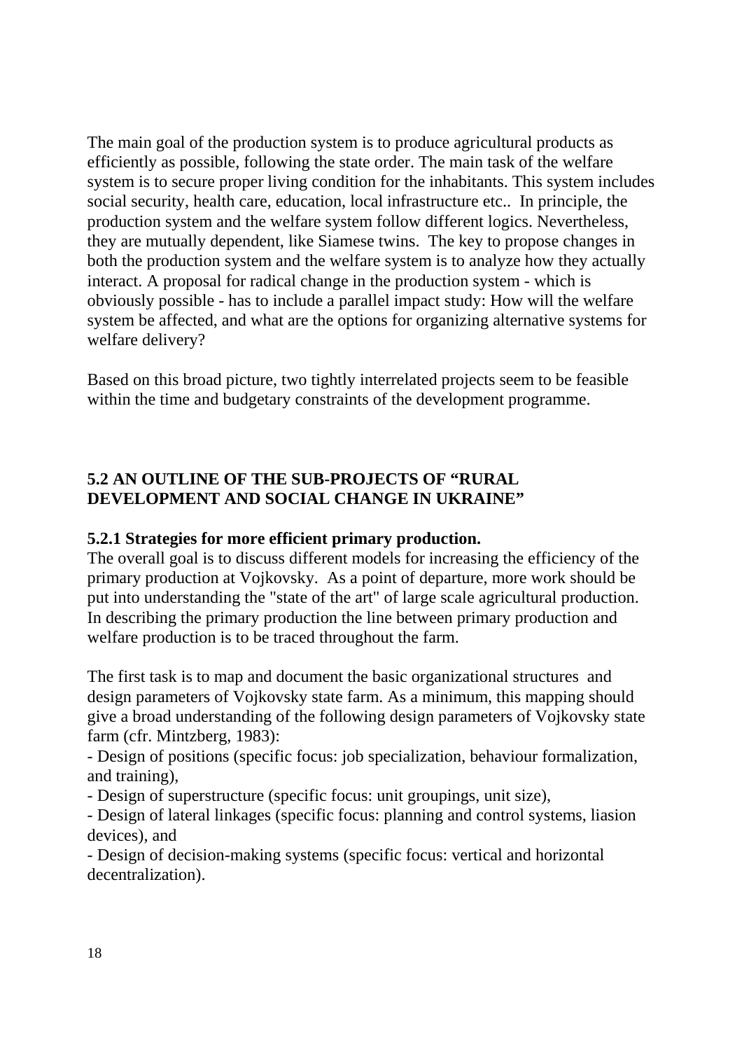The main goal of the production system is to produce agricultural products as efficiently as possible, following the state order. The main task of the welfare system is to secure proper living condition for the inhabitants. This system includes social security, health care, education, local infrastructure etc.. In principle, the production system and the welfare system follow different logics. Nevertheless, they are mutually dependent, like Siamese twins. The key to propose changes in both the production system and the welfare system is to analyze how they actually interact. A proposal for radical change in the production system - which is obviously possible - has to include a parallel impact study: How will the welfare system be affected, and what are the options for organizing alternative systems for welfare delivery?

Based on this broad picture, two tightly interrelated projects seem to be feasible within the time and budgetary constraints of the development programme.

## 5.2 AN OUTLINE OF THE SUB-PROJECTS OF "RURAL DEVELOPMENT AND SOCIAL CHANGE IN UKRAINE"

### 5.2.1 Strategies for more efficient primary production.

The overall goal is to discuss different models for increasing the efficiency of the primary production at Vojkovsky. As a point of departure, more work should be put into understanding the "state of the art" of large scale agricultural production. In describing the primary production the line between primary production and welfare production is to be traced throughout the farm.

The first task is to map and document the basic organizational structures and design parameters of Vojkovsky state farm. As a minimum, this mapping should give a broad understanding of the following design parameters of Vojkovsky state farm (cfr. Mintzberg, 1983):

- Design of positions (specific focus: job specialization, behaviour formalization, and training),
- Design of superstructure (specific focus: unit groupings, unit size),
- Design of lateral linkages (specific focus: planning and control systems, liasion devices), and
- Design of decision-making systems (specific focus: vertical and horizontal decentralization).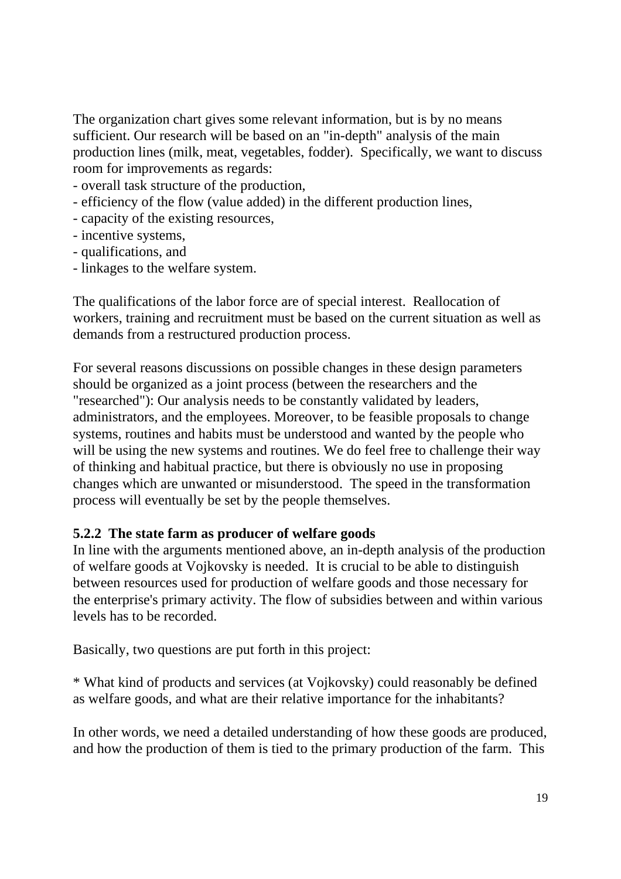The organization chart gives some relevant information, but is by no means sufficient. Our research will be based on an "in-depth" analysis of the main production lines (milk, meat, vegetables, fodder). Specifically, we want to discuss room for improvements as regards:

- overall task structure of the production,
- efficiency of the flow (value added) in the different production lines,
- capacity of the existing resources,
- incentive systems,
- qualifications, and
- linkages to the welfare system.

The qualifications of the labor force are of special interest. Reallocation of workers, training and recruitment must be based on the current situation as well as demands from a restructured production process.

For several reasons discussions on possible changes in these design parameters should be organized as a joint process (between the researchers and the "researched"): Our analysis needs to be constantly validated by leaders, administrators, and the employees. Moreover, to be feasible proposals to change systems, routines and habits must be understood and wanted by the people who will be using the new systems and routines. We do feel free to challenge their way of thinking and habitual practice, but there is obviously no use in proposing changes which are unwanted or misunderstood. The speed in the transformation process will eventually be set by the people themselves.

### 5.2.2 The state farm as producer of welfare goods

In line with the arguments mentioned above, an in-depth analysis of the production of welfare goods at Vojkovsky is needed. It is crucial to be able to distinguish between resources used for production of welfare goods and those necessary for the enterprise's primary activity. The flow of subsidies between and within various levels has to be recorded.

Basically, two questions are put forth in this project:

* What kind of products and services (at Vojkovsky) could reasonably be defined as welfare goods, and what are their relative importance for the inhabitants?

In other words, we need a detailed understanding of how these goods are produced, and how the production of them is tied to the primary production of the farm. This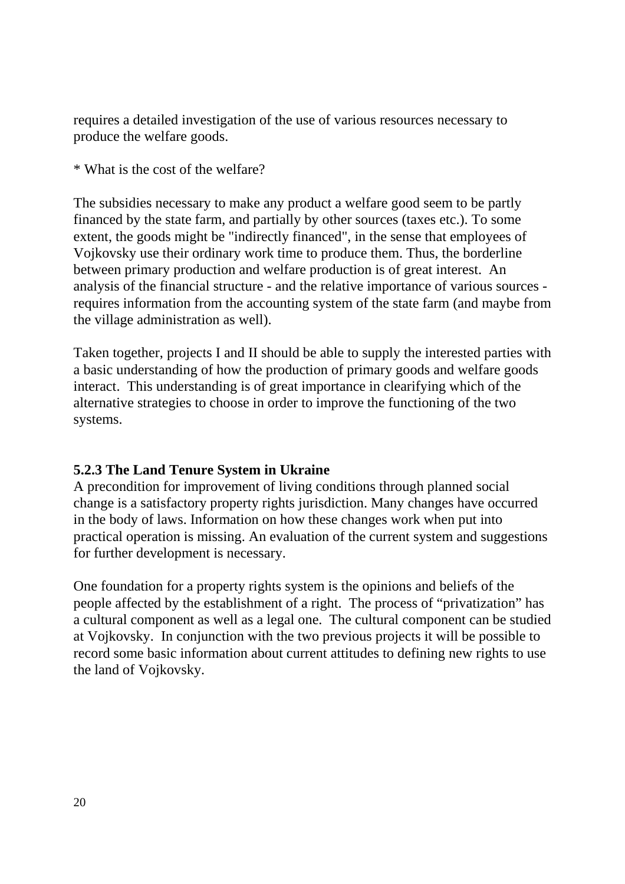requires a detailed investigation of the use of various resources necessary to produce the welfare goods.

* What is the cost of the welfare?

The subsidies necessary to make any product a welfare good seem to be partly financed by the state farm, and partially by other sources (taxes etc.). To some extent, the goods might be "indirectly financed", in the sense that employees of Vojkovsky use their ordinary work time to produce them. Thus, the borderline between primary production and welfare production is of great interest. An analysis of the financial structure - and the relative importance of various sources - requires information from the accounting system of the state farm (and maybe from the village administration as well).

Taken together, projects I and II should be able to supply the interested parties with a basic understanding of how the production of primary goods and welfare goods interact. This understanding is of great importance in clearifying which of the alternative strategies to choose in order to improve the functioning of the two systems.

### 5.2.3 The Land Tenure System in Ukraine

A precondition for improvement of living conditions through planned social change is a satisfactory property rights jurisdiction. Many changes have occurred in the body of laws. Information on how these changes work when put into practical operation is missing. An evaluation of the current system and suggestions for further development is necessary.

One foundation for a property rights system is the opinions and beliefs of the people affected by the establishment of a right. The process of "privatization" has a cultural component as well as a legal one. The cultural component can be studied at Vojkovsky. In conjunction with the two previous projects it will be possible to record some basic information about current attitudes to defining new rights to use the land of Vojkovsky.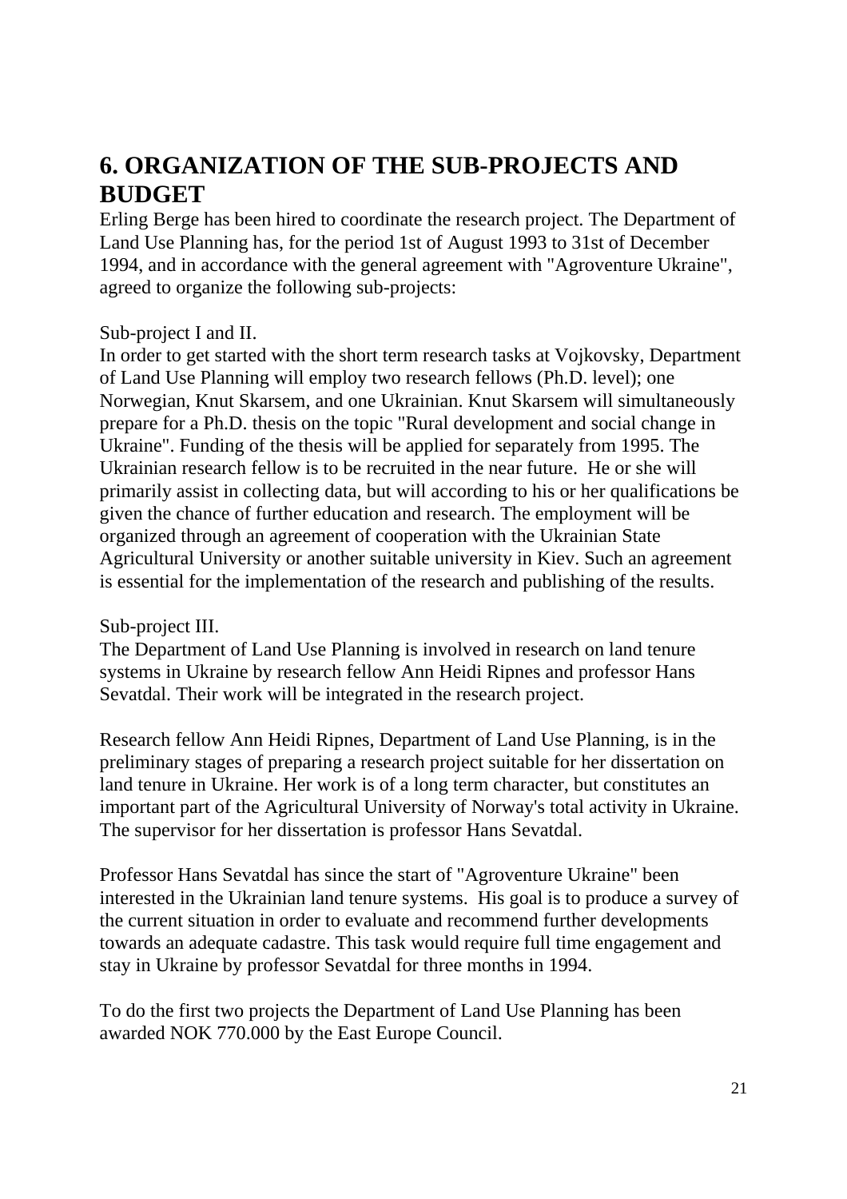# 6. ORGANIZATION OF THE SUB-PROJECTS AND BUDGET

Erling Berge has been hired to coordinate the research project. The Department of Land Use Planning has, for the period 1st of August 1993 to 31st of December 1994, and in accordance with the general agreement with "Agroventure Ukraine", agreed to organize the following sub-projects:

Sub-project I and II.
In order to get started with the short term research tasks at Vojkovsky, Department of Land Use Planning will employ two research fellows (Ph.D. level); one Norwegian, Knut Skarsem, and one Ukrainian. Knut Skarsem will simultaneously prepare for a Ph.D. thesis on the topic "Rural development and social change in Ukraine". Funding of the thesis will be applied for separately from 1995. The Ukrainian research fellow is to be recruited in the near future. He or she will primarily assist in collecting data, but will according to his or her qualifications be given the chance of further education and research. The employment will be organized through an agreement of cooperation with the Ukrainian State Agricultural University or another suitable university in Kiev. Such an agreement is essential for the implementation of the research and publishing of the results.

Sub-project III.
The Department of Land Use Planning is involved in research on land tenure systems in Ukraine by research fellow Ann Heidi Ripnes and professor Hans Sevatdal. Their work will be integrated in the research project.

Research fellow Ann Heidi Ripnes, Department of Land Use Planning, is in the preliminary stages of preparing a research project suitable for her dissertation on land tenure in Ukraine. Her work is of a long term character, but constitutes an important part of the Agricultural University of Norway's total activity in Ukraine. The supervisor for her dissertation is professor Hans Sevatdal.

Professor Hans Sevatdal has since the start of "Agroventure Ukraine" been interested in the Ukrainian land tenure systems. His goal is to produce a survey of the current situation in order to evaluate and recommend further developments towards an adequate cadastre. This task would require full time engagement and stay in Ukraine by professor Sevatdal for three months in 1994.

To do the first two projects the Department of Land Use Planning has been awarded NOK 770.000 by the East Europe Council.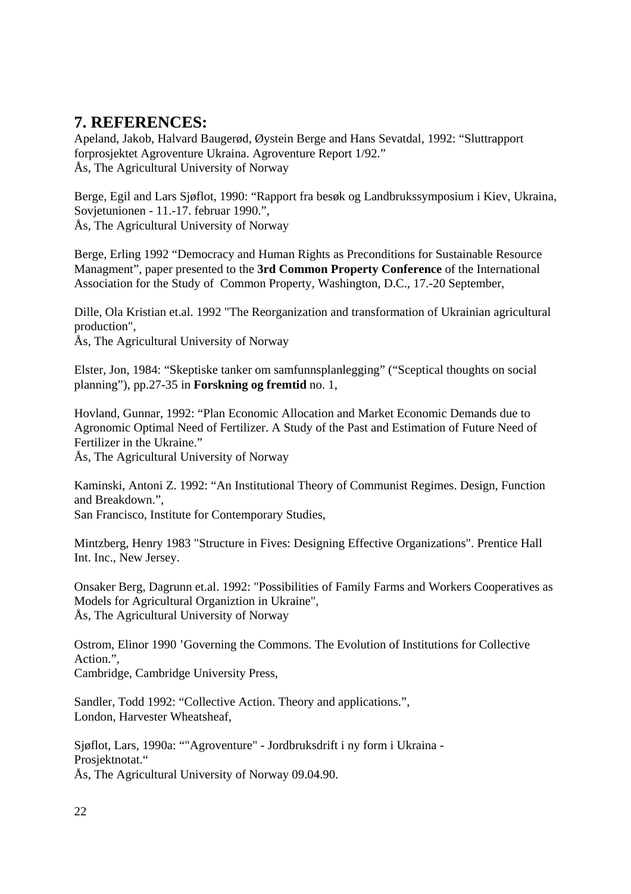## 7. REFERENCES:

Apeland, Jakob, Halvard Baugerød, Øystein Berge and Hans Sevatdal, 1992: "Sluttrapport forprosjektet Agroventure Ukraina. Agroventure Report 1/92."
Ås, The Agricultural University of Norway

Berge, Egil and Lars Sjøflot, 1990: "Rapport fra besøk og Landbrukssymposium i Kiev, Ukraina, Sovjetunionen - 11.-17. februar 1990.",
Ås, The Agricultural University of Norway

Berge, Erling 1992 "Democracy and Human Rights as Preconditions for Sustainable Resource Managment", paper presented to the **3rd Common Property Conference** of the International Association for the Study of Common Property, Washington, D.C., 17.-20 September,

Dille, Ola Kristian et.al. 1992 "The Reorganization and transformation of Ukrainian agricultural production",
Ås, The Agricultural University of Norway

Elster, Jon, 1984: "Skeptiske tanker om samfunnsplanlegging" ("Sceptical thoughts on social planning"), pp.27-35 in **Forskning og fremtid** no. 1,

Hovland, Gunnar, 1992: "Plan Economic Allocation and Market Economic Demands due to Agronomic Optimal Need of Fertilizer. A Study of the Past and Estimation of Future Need of Fertilizer in the Ukraine."
Ås, The Agricultural University of Norway

Kaminski, Antoni Z. 1992: "An Institutional Theory of Communist Regimes. Design, Function and Breakdown.",
San Francisco, Institute for Contemporary Studies,

Mintzberg, Henry 1983 "Structure in Fives: Designing Effective Organizations". Prentice Hall Int. Inc., New Jersey.

Onsaker Berg, Dagrunn et.al. 1992: "Possibilities of Family Farms and Workers Cooperatives as Models for Agricultural Organiztion in Ukraine",
Ås, The Agricultural University of Norway

Ostrom, Elinor 1990 'Governing the Commons. The Evolution of Institutions for Collective Action.",
Cambridge, Cambridge University Press,

Sandler, Todd 1992: "Collective Action. Theory and applications.",
London, Harvester Wheatsheaf,

Sjøflot, Lars, 1990a: ""Agroventure" - Jordbruksdrift i ny form i Ukraina - Prosjektnotat."
Ås, The Agricultural University of Norway 09.04.90.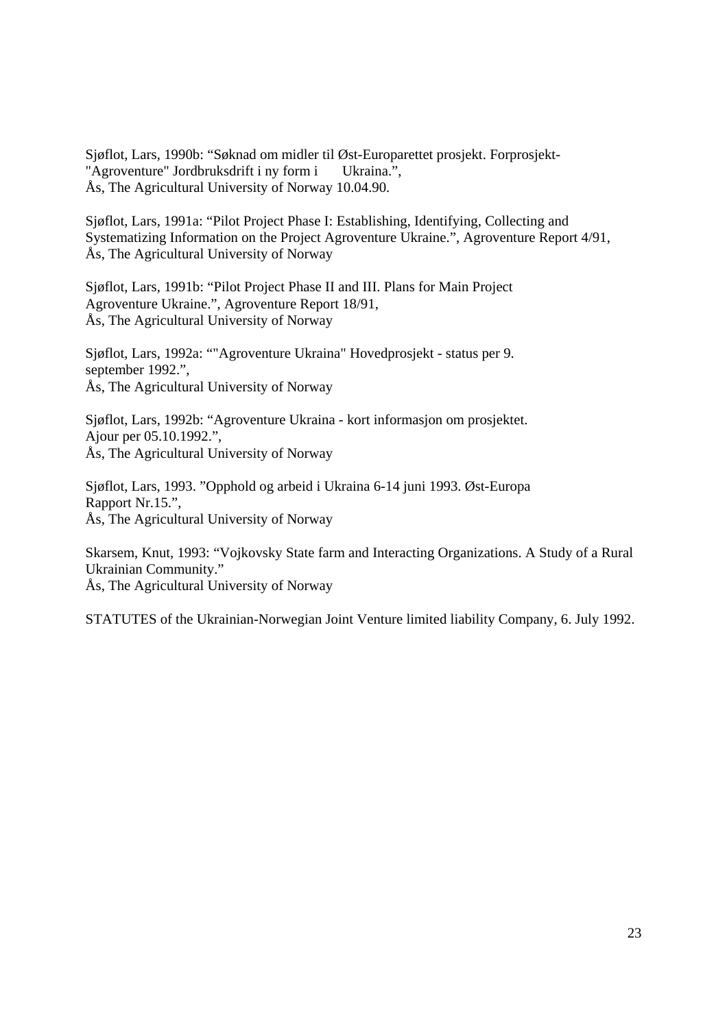Sjøflot, Lars, 1990b: “Søknad om midler til Øst-Europarettet prosjekt. Forprosjekt-"Agroventure" Jordbruksdrift i ny form i Ukraina.”,
Ås, The Agricultural University of Norway 10.04.90.

Sjøflot, Lars, 1991a: “Pilot Project Phase I: Establishing, Identifying, Collecting and Systematizing Information on the Project Agroventure Ukraine.”, Agroventure Report 4/91,
Ås, The Agricultural University of Norway

Sjøflot, Lars, 1991b: “Pilot Project Phase II and III. Plans for Main Project Agroventure Ukraine.”, Agroventure Report 18/91,
Ås, The Agricultural University of Norway

Sjøflot, Lars, 1992a: “"Agroventure Ukraina" Hovedprosjekt - status per 9. september 1992.”,
Ås, The Agricultural University of Norway

Sjøflot, Lars, 1992b: “Agroventure Ukraina - kort informasjon om prosjektet. Ajour per 05.10.1992.”,
Ås, The Agricultural University of Norway

Sjøflot, Lars, 1993. ”Opphold og arbeid i Ukraina 6-14 juni 1993. Øst-Europa Rapport Nr.15.”,
Ås, The Agricultural University of Norway

Skarsem, Knut, 1993: “Vojkovsky State farm and Interacting Organizations. A Study of a Rural Ukrainian Community.”
Ås, The Agricultural University of Norway

STATUTES of the Ukrainian-Norwegian Joint Venture limited liability Company, 6. July 1992.